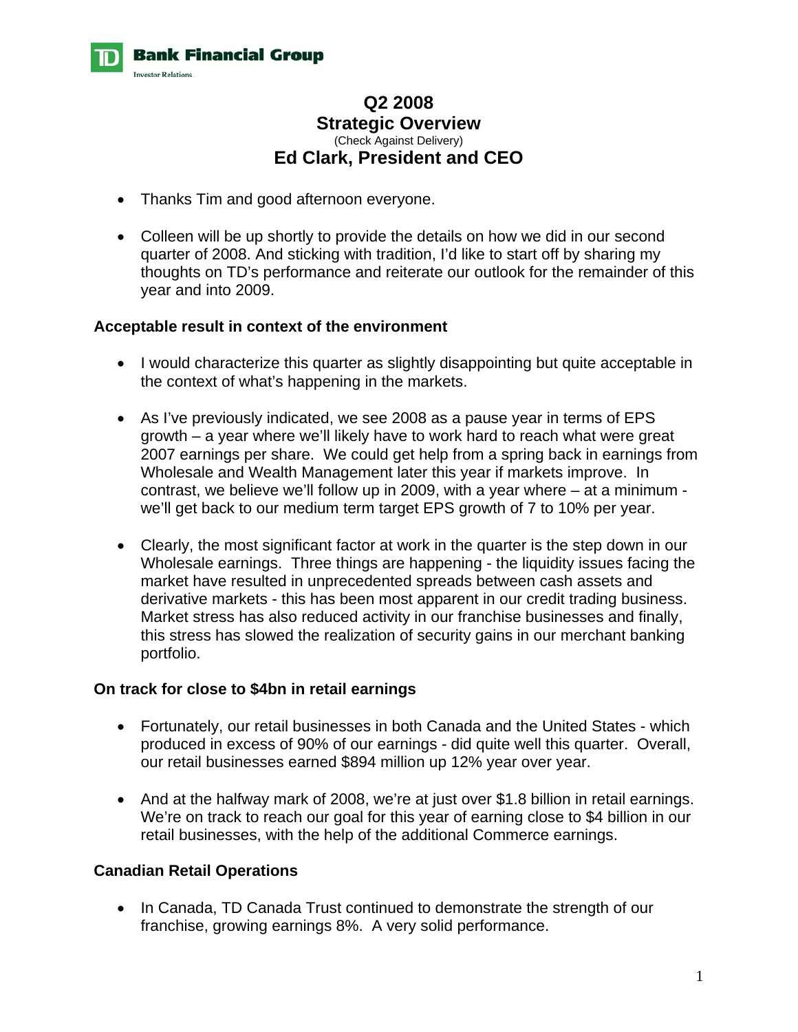# Q2 2008
# Strategic Overview
(Check Against Delivery)
## Ed Clark, President and CEO

- Thanks Tim and good afternoon everyone.

- Colleen will be up shortly to provide the details on how we did in our second quarter of 2008. And sticking with tradition, I'd like to start off by sharing my thoughts on TD's performance and reiterate our outlook for the remainder of this year and into 2009.

**Acceptable result in context of the environment**

- I would characterize this quarter as slightly disappointing but quite acceptable in the context of what's happening in the markets.

- As I've previously indicated, we see 2008 as a pause year in terms of EPS growth – a year where we'll likely have to work hard to reach what were great 2007 earnings per share. We could get help from a spring back in earnings from Wholesale and Wealth Management later this year if markets improve. In contrast, we believe we'll follow up in 2009, with a year where – at a minimum - we'll get back to our medium term target EPS growth of 7 to 10% per year.

- Clearly, the most significant factor at work in the quarter is the step down in our Wholesale earnings. Three things are happening - the liquidity issues facing the market have resulted in unprecedented spreads between cash assets and derivative markets - this has been most apparent in our credit trading business. Market stress has also reduced activity in our franchise businesses and finally, this stress has slowed the realization of security gains in our merchant banking portfolio.

**On track for close to $4bn in retail earnings**

- Fortunately, our retail businesses in both Canada and the United States - which produced in excess of 90% of our earnings - did quite well this quarter. Overall, our retail businesses earned $894 million up 12% year over year.

- And at the halfway mark of 2008, we're at just over $1.8 billion in retail earnings. We're on track to reach our goal for this year of earning close to $4 billion in our retail businesses, with the help of the additional Commerce earnings.

**Canadian Retail Operations**

- In Canada, TD Canada Trust continued to demonstrate the strength of our franchise, growing earnings 8%. A very solid performance.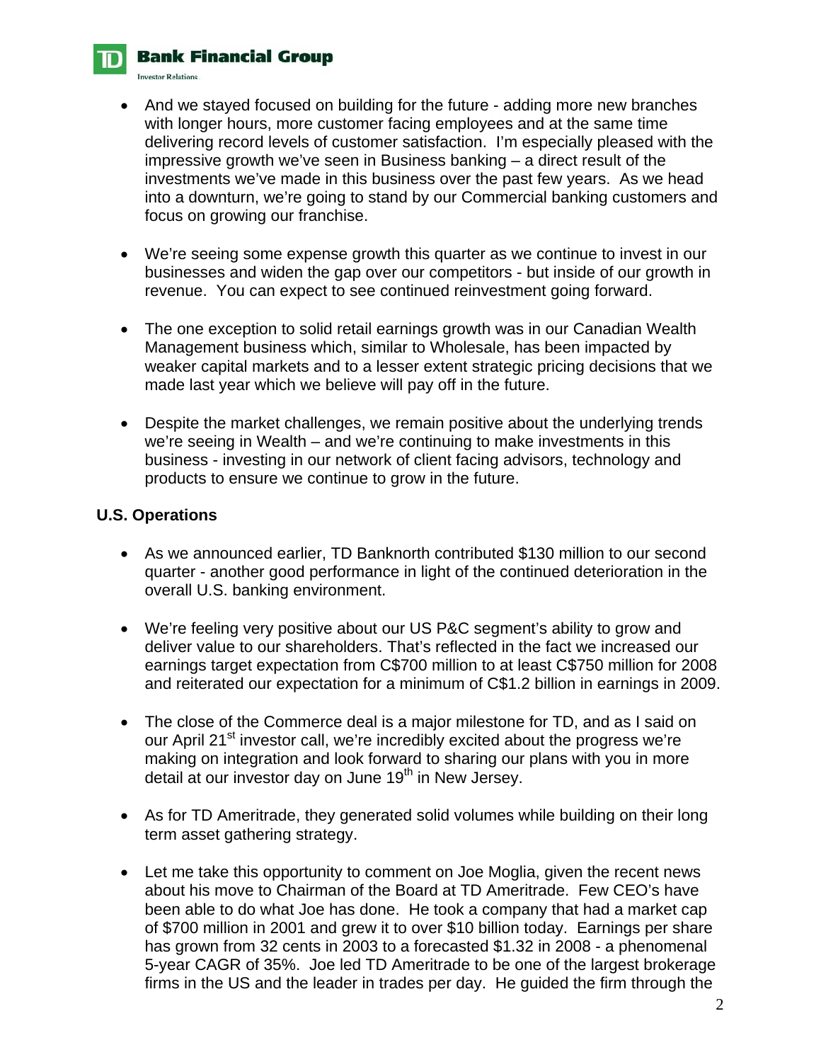- And we stayed focused on building for the future - adding more new branches with longer hours, more customer facing employees and at the same time delivering record levels of customer satisfaction. I'm especially pleased with the impressive growth we've seen in Business banking – a direct result of the investments we've made in this business over the past few years. As we head into a downturn, we're going to stand by our Commercial banking customers and focus on growing our franchise.

- We're seeing some expense growth this quarter as we continue to invest in our businesses and widen the gap over our competitors - but inside of our growth in revenue. You can expect to see continued reinvestment going forward.

- The one exception to solid retail earnings growth was in our Canadian Wealth Management business which, similar to Wholesale, has been impacted by weaker capital markets and to a lesser extent strategic pricing decisions that we made last year which we believe will pay off in the future.

- Despite the market challenges, we remain positive about the underlying trends we're seeing in Wealth – and we're continuing to make investments in this business - investing in our network of client facing advisors, technology and products to ensure we continue to grow in the future.

**U.S. Operations**

- As we announced earlier, TD Banknorth contributed $130 million to our second quarter - another good performance in light of the continued deterioration in the overall U.S. banking environment.

- We're feeling very positive about our US P&C segment's ability to grow and deliver value to our shareholders. That's reflected in the fact we increased our earnings target expectation from C$700 million to at least C$750 million for 2008 and reiterated our expectation for a minimum of C$1.2 billion in earnings in 2009.

- The close of the Commerce deal is a major milestone for TD, and as I said on our April 21st investor call, we're incredibly excited about the progress we're making on integration and look forward to sharing our plans with you in more detail at our investor day on June 19th in New Jersey.

- As for TD Ameritrade, they generated solid volumes while building on their long term asset gathering strategy.

- Let me take this opportunity to comment on Joe Moglia, given the recent news about his move to Chairman of the Board at TD Ameritrade. Few CEO's have been able to do what Joe has done. He took a company that had a market cap of $700 million in 2001 and grew it to over $10 billion today. Earnings per share has grown from 32 cents in 2003 to a forecasted $1.32 in 2008 - a phenomenal 5-year CAGR of 35%. Joe led TD Ameritrade to be one of the largest brokerage firms in the US and the leader in trades per day. He guided the firm through the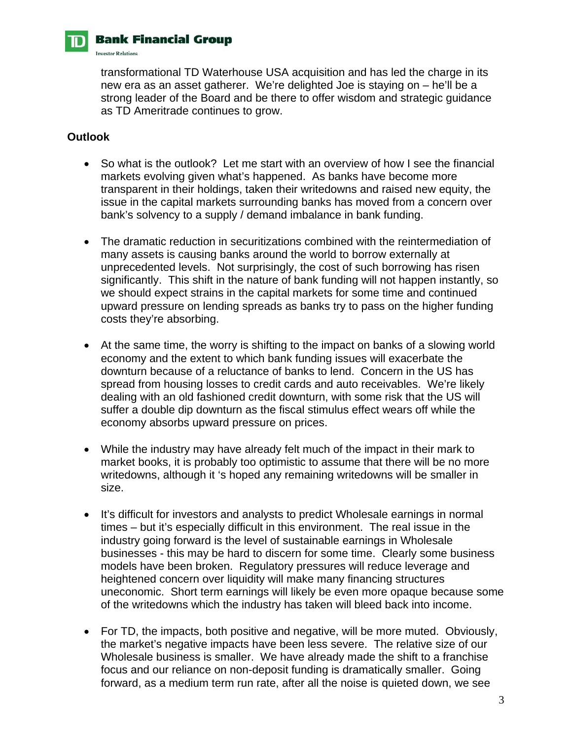transformational TD Waterhouse USA acquisition and has led the charge in its new era as an asset gatherer. We're delighted Joe is staying on – he'll be a strong leader of the Board and be there to offer wisdom and strategic guidance as TD Ameritrade continues to grow.

**Outlook**

- So what is the outlook? Let me start with an overview of how I see the financial markets evolving given what's happened. As banks have become more transparent in their holdings, taken their writedowns and raised new equity, the issue in the capital markets surrounding banks has moved from a concern over bank's solvency to a supply / demand imbalance in bank funding.

- The dramatic reduction in securitizations combined with the reintermediation of many assets is causing banks around the world to borrow externally at unprecedented levels. Not surprisingly, the cost of such borrowing has risen significantly. This shift in the nature of bank funding will not happen instantly, so we should expect strains in the capital markets for some time and continued upward pressure on lending spreads as banks try to pass on the higher funding costs they're absorbing.

- At the same time, the worry is shifting to the impact on banks of a slowing world economy and the extent to which bank funding issues will exacerbate the downturn because of a reluctance of banks to lend. Concern in the US has spread from housing losses to credit cards and auto receivables. We're likely dealing with an old fashioned credit downturn, with some risk that the US will suffer a double dip downturn as the fiscal stimulus effect wears off while the economy absorbs upward pressure on prices.

- While the industry may have already felt much of the impact in their mark to market books, it is probably too optimistic to assume that there will be no more writedowns, although it 's hoped any remaining writedowns will be smaller in size.

- It's difficult for investors and analysts to predict Wholesale earnings in normal times – but it's especially difficult in this environment. The real issue in the industry going forward is the level of sustainable earnings in Wholesale businesses - this may be hard to discern for some time. Clearly some business models have been broken. Regulatory pressures will reduce leverage and heightened concern over liquidity will make many financing structures uneconomic. Short term earnings will likely be even more opaque because some of the writedowns which the industry has taken will bleed back into income.

- For TD, the impacts, both positive and negative, will be more muted. Obviously, the market's negative impacts have been less severe. The relative size of our Wholesale business is smaller. We have already made the shift to a franchise focus and our reliance on non-deposit funding is dramatically smaller. Going forward, as a medium term run rate, after all the noise is quieted down, we see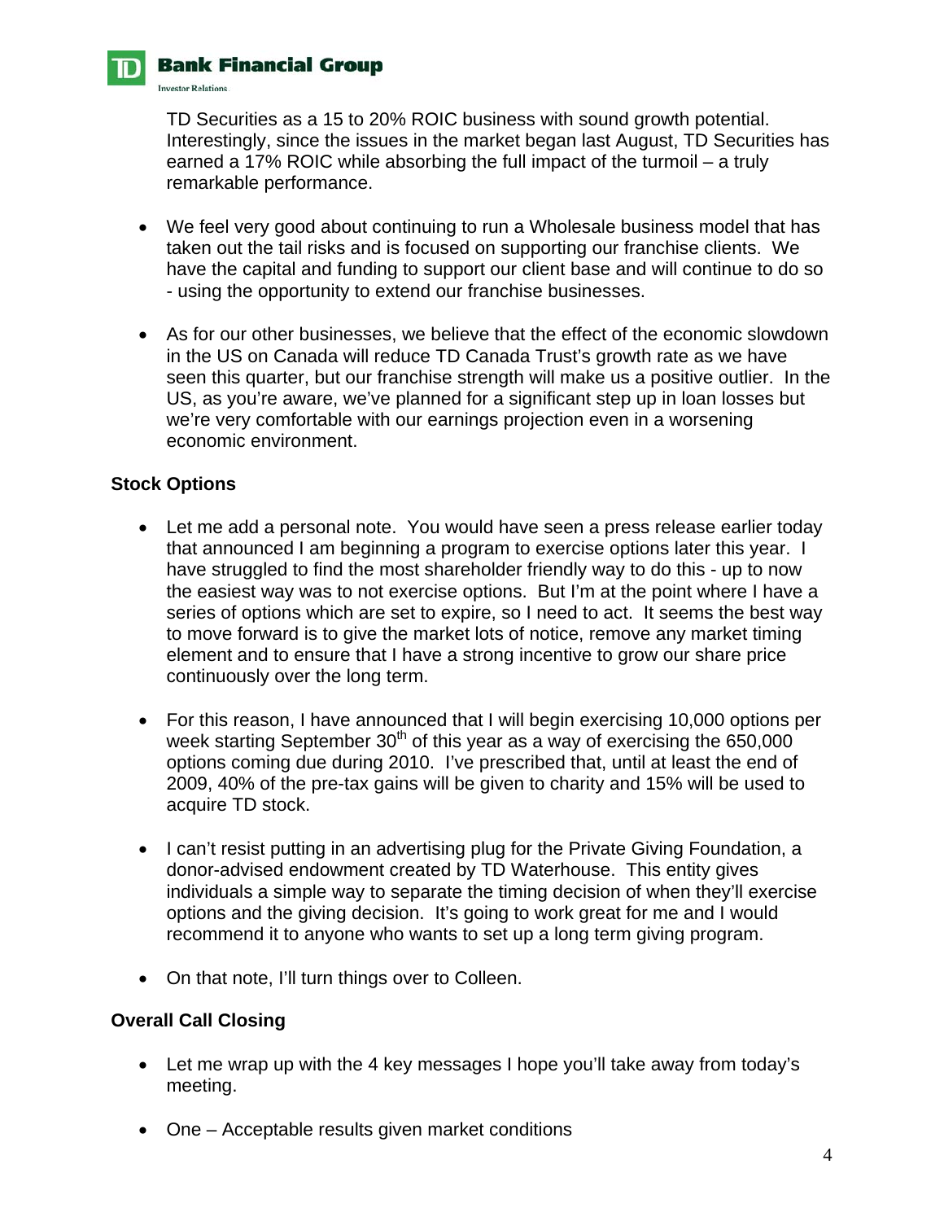TD Securities as a 15 to 20% ROIC business with sound growth potential. Interestingly, since the issues in the market began last August, TD Securities has earned a 17% ROIC while absorbing the full impact of the turmoil – a truly remarkable performance.

- We feel very good about continuing to run a Wholesale business model that has taken out the tail risks and is focused on supporting our franchise clients. We have the capital and funding to support our client base and will continue to do so - using the opportunity to extend our franchise businesses.

- As for our other businesses, we believe that the effect of the economic slowdown in the US on Canada will reduce TD Canada Trust's growth rate as we have seen this quarter, but our franchise strength will make us a positive outlier. In the US, as you're aware, we've planned for a significant step up in loan losses but we're very comfortable with our earnings projection even in a worsening economic environment.

**Stock Options**

- Let me add a personal note. You would have seen a press release earlier today that announced I am beginning a program to exercise options later this year. I have struggled to find the most shareholder friendly way to do this - up to now the easiest way was to not exercise options. But I'm at the point where I have a series of options which are set to expire, so I need to act. It seems the best way to move forward is to give the market lots of notice, remove any market timing element and to ensure that I have a strong incentive to grow our share price continuously over the long term.

- For this reason, I have announced that I will begin exercising 10,000 options per week starting September 30th of this year as a way of exercising the 650,000 options coming due during 2010. I've prescribed that, until at least the end of 2009, 40% of the pre-tax gains will be given to charity and 15% will be used to acquire TD stock.

- I can't resist putting in an advertising plug for the Private Giving Foundation, a donor-advised endowment created by TD Waterhouse. This entity gives individuals a simple way to separate the timing decision of when they'll exercise options and the giving decision. It's going to work great for me and I would recommend it to anyone who wants to set up a long term giving program.

- On that note, I'll turn things over to Colleen.

**Overall Call Closing**

- Let me wrap up with the 4 key messages I hope you'll take away from today's meeting.

- One – Acceptable results given market conditions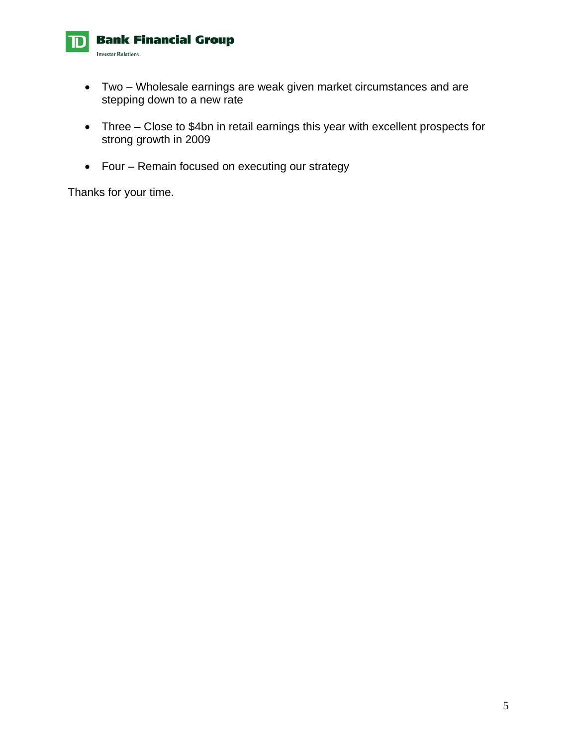- Two – Wholesale earnings are weak given market circumstances and are stepping down to a new rate

- Three – Close to $4bn in retail earnings this year with excellent prospects for strong growth in 2009

- Four – Remain focused on executing our strategy

Thanks for your time.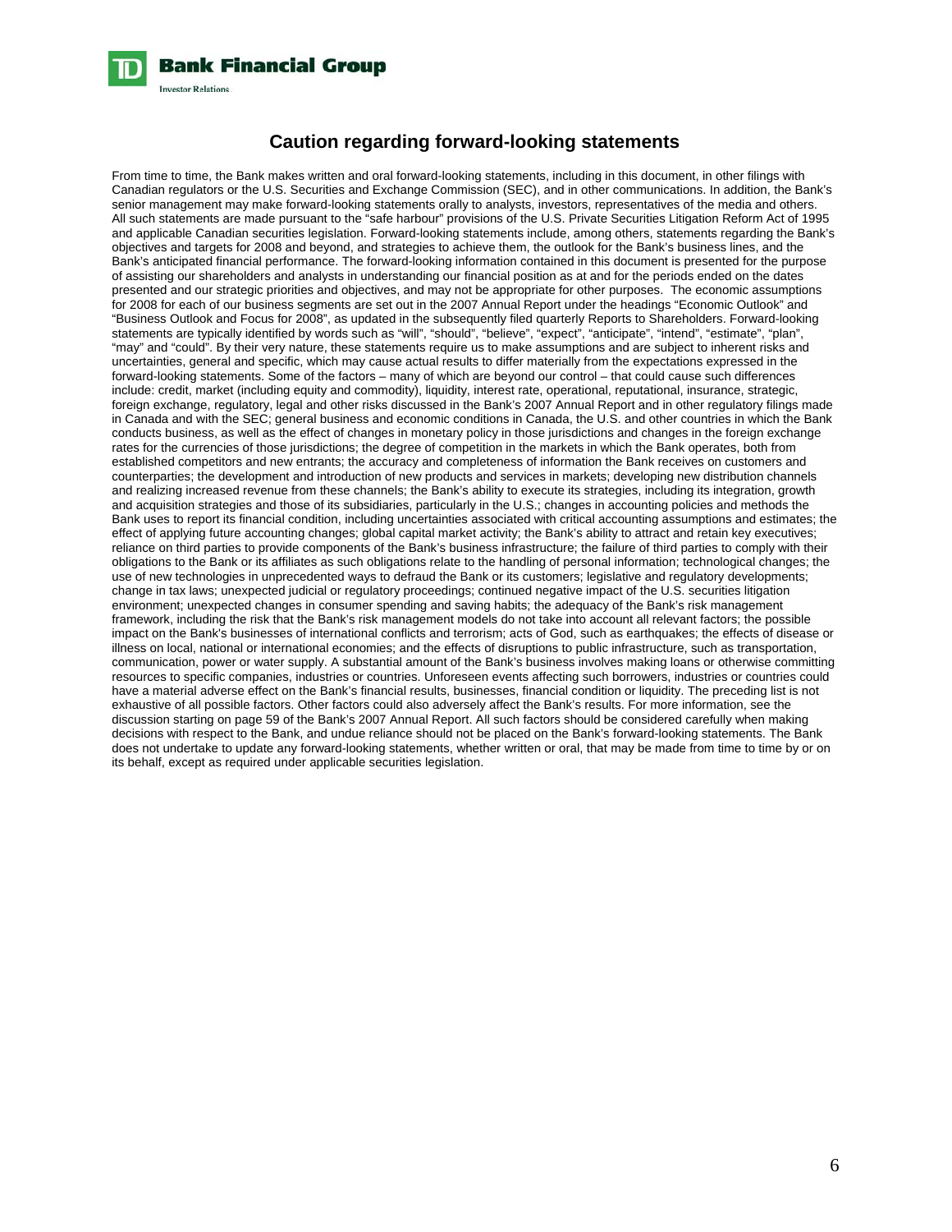## Caution regarding forward-looking statements

From time to time, the Bank makes written and oral forward-looking statements, including in this document, in other filings with Canadian regulators or the U.S. Securities and Exchange Commission (SEC), and in other communications. In addition, the Bank's senior management may make forward-looking statements orally to analysts, investors, representatives of the media and others. All such statements are made pursuant to the "safe harbour" provisions of the U.S. Private Securities Litigation Reform Act of 1995 and applicable Canadian securities legislation. Forward-looking statements include, among others, statements regarding the Bank's objectives and targets for 2008 and beyond, and strategies to achieve them, the outlook for the Bank's business lines, and the Bank's anticipated financial performance. The forward-looking information contained in this document is presented for the purpose of assisting our shareholders and analysts in understanding our financial position as at and for the periods ended on the dates presented and our strategic priorities and objectives, and may not be appropriate for other purposes. The economic assumptions for 2008 for each of our business segments are set out in the 2007 Annual Report under the headings "Economic Outlook" and "Business Outlook and Focus for 2008", as updated in the subsequently filed quarterly Reports to Shareholders. Forward-looking statements are typically identified by words such as "will", "should", "believe", "expect", "anticipate", "intend", "estimate", "plan", "may" and "could". By their very nature, these statements require us to make assumptions and are subject to inherent risks and uncertainties, general and specific, which may cause actual results to differ materially from the expectations expressed in the forward-looking statements. Some of the factors – many of which are beyond our control – that could cause such differences include: credit, market (including equity and commodity), liquidity, interest rate, operational, reputational, insurance, strategic, foreign exchange, regulatory, legal and other risks discussed in the Bank's 2007 Annual Report and in other regulatory filings made in Canada and with the SEC; general business and economic conditions in Canada, the U.S. and other countries in which the Bank conducts business, as well as the effect of changes in monetary policy in those jurisdictions and changes in the foreign exchange rates for the currencies of those jurisdictions; the degree of competition in the markets in which the Bank operates, both from established competitors and new entrants; the accuracy and completeness of information the Bank receives on customers and counterparties; the development and introduction of new products and services in markets; developing new distribution channels and realizing increased revenue from these channels; the Bank's ability to execute its strategies, including its integration, growth and acquisition strategies and those of its subsidiaries, particularly in the U.S.; changes in accounting policies and methods the Bank uses to report its financial condition, including uncertainties associated with critical accounting assumptions and estimates; the effect of applying future accounting changes; global capital market activity; the Bank's ability to attract and retain key executives; reliance on third parties to provide components of the Bank's business infrastructure; the failure of third parties to comply with their obligations to the Bank or its affiliates as such obligations relate to the handling of personal information; technological changes; the use of new technologies in unprecedented ways to defraud the Bank or its customers; legislative and regulatory developments; change in tax laws; unexpected judicial or regulatory proceedings; continued negative impact of the U.S. securities litigation environment; unexpected changes in consumer spending and saving habits; the adequacy of the Bank's risk management framework, including the risk that the Bank's risk management models do not take into account all relevant factors; the possible impact on the Bank's businesses of international conflicts and terrorism; acts of God, such as earthquakes; the effects of disease or illness on local, national or international economies; and the effects of disruptions to public infrastructure, such as transportation, communication, power or water supply. A substantial amount of the Bank's business involves making loans or otherwise committing resources to specific companies, industries or countries. Unforeseen events affecting such borrowers, industries or countries could have a material adverse effect on the Bank's financial results, businesses, financial condition or liquidity. The preceding list is not exhaustive of all possible factors. Other factors could also adversely affect the Bank's results. For more information, see the discussion starting on page 59 of the Bank's 2007 Annual Report. All such factors should be considered carefully when making decisions with respect to the Bank, and undue reliance should not be placed on the Bank's forward-looking statements. The Bank does not undertake to update any forward-looking statements, whether written or oral, that may be made from time to time by or on its behalf, except as required under applicable securities legislation.